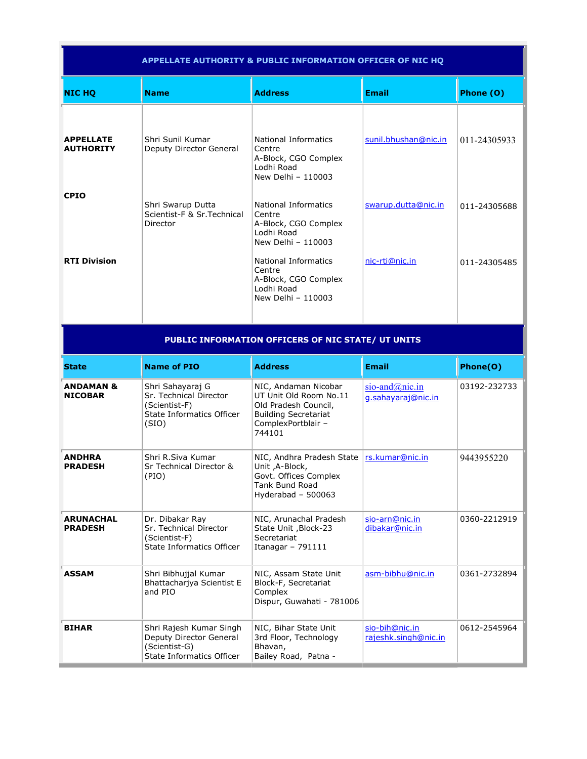| APPELLATE AUTHORITY & PUBLIC INFORMATION OFFICER OF NIC HQ | | | | |
|---|---|---|---|---|
| **NIC HQ** | **Name** | **Address** | **Email** | **Phone (O)** |
| **APPELLATE AUTHORITY** | Shri Sunil Kumar<br>Deputy Director General | National Informatics Centre<br>A-Block, CGO Complex<br>Lodhi Road<br>New Delhi – 110003 | sunil.bhushan@nic.in | 011-24305933 |
| **CPIO** | Shri Swarup Dutta<br>Scientist-F & Sr.Technical Director | National Informatics Centre<br>A-Block, CGO Complex<br>Lodhi Road<br>New Delhi – 110003 | swarup.dutta@nic.in | 011-24305688 |
| **RTI Division** | | National Informatics Centre<br>A-Block, CGO Complex<br>Lodhi Road<br>New Delhi – 110003 | nic-rti@nic.in | 011-24305485 |

| PUBLIC INFORMATION OFFICERS OF NIC STATE/ UT UNITS | | | | |
|---|---|---|---|---|
| **State** | **Name of PIO** | **Address** | **Email** | **Phone(O)** |
| **ANDAMAN & NICOBAR** | Shri Sahayaraj G<br>Sr. Technical Director (Scientist-F)<br>State Informatics Officer (SIO) | NIC, Andaman Nicobar UT Unit Old Room No.11 Old Pradesh Council, Building Secretariat ComplexPortblair – 744101 | sio-and@nic.in<br>g.sahayaraj@nic.in | 03192-232733 |
| **ANDHRA PRADESH** | Shri R.Siva Kumar<br>Sr Technical Director & (PIO) | NIC, Andhra Pradesh State Unit ,A-Block,<br>Govt. Offices Complex<br>Tank Bund Road<br>Hyderabad – 500063 | rs.kumar@nic.in | 9443955220 |
| **ARUNACHAL PRADESH** | Dr. Dibakar Ray<br>Sr. Technical Director (Scientist-F)<br>State Informatics Officer | NIC, Arunachal Pradesh State Unit ,Block-23 Secretariat<br>Itanagar – 791111 | sio-arn@nic.in<br>dibakar@nic.in | 0360-2212919 |
| **ASSAM** | Shri Bibhujjal Kumar Bhattacharjya Scientist E and PIO | NIC, Assam State Unit Block-F, Secretariat Complex<br>Dispur, Guwahati - 781006 | asm-bibhu@nic.in | 0361-2732894 |
| **BIHAR** | Shri Rajesh Kumar Singh<br>Deputy Director General (Scientist-G)<br>State Informatics Officer | NIC, Bihar State Unit<br>3rd Floor, Technology Bhavan,<br>Bailey Road, Patna - | sio-bih@nic.in<br>rajeshk.singh@nic.in | 0612-2545964 |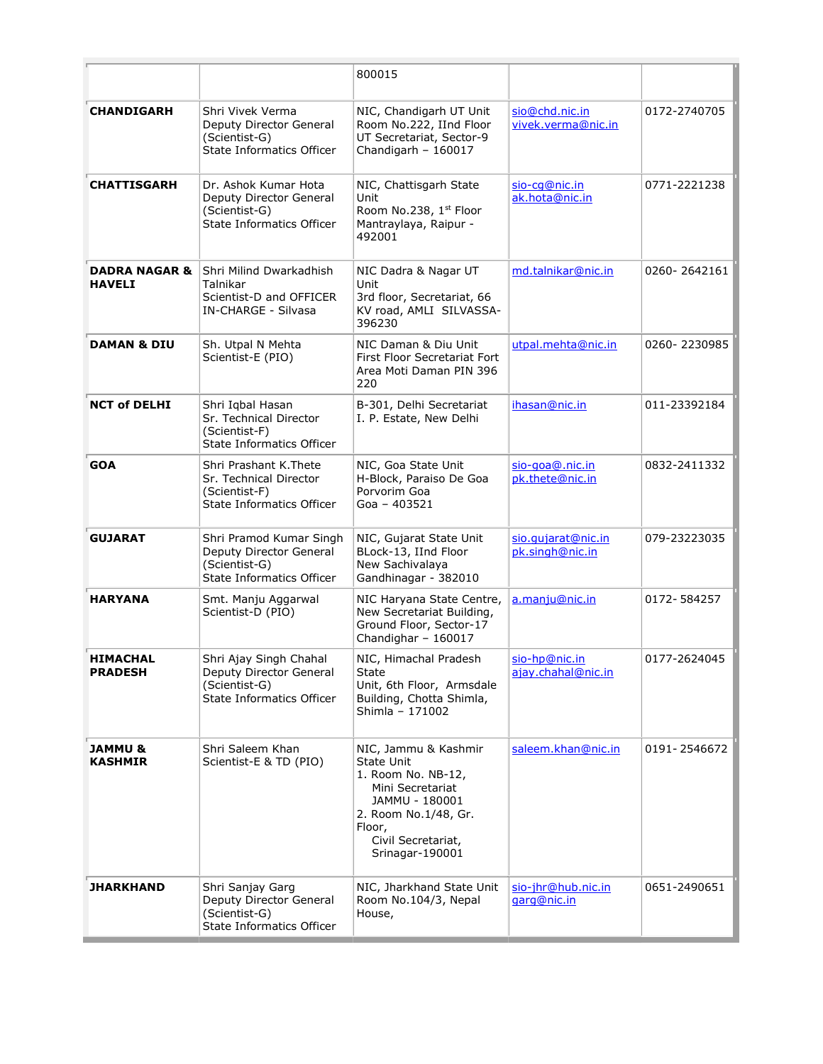| | | | | |
|---|---|---|---|---|
| | | 800015 | | |
| **CHANDIGARH** | Shri Vivek Verma<br>Deputy Director General (Scientist-G)<br>State Informatics Officer | NIC, Chandigarh UT Unit<br>Room No.222, IInd Floor<br>UT Secretariat, Sector-9<br>Chandigarh – 160017 | sio@chd.nic.in<br>vivek.verma@nic.in | 0172-2740705 |
| **CHATTISGARH** | Dr. Ashok Kumar Hota<br>Deputy Director General (Scientist-G)<br>State Informatics Officer | NIC, Chattisgarh State Unit<br>Room No.238, 1st Floor<br>Mantraylaya, Raipur - 492001 | sio-cg@nic.in<br>ak.hota@nic.in | 0771-2221238 |
| **DADRA NAGAR & HAVELI** | Shri Milind Dwarkadhish Talnikar<br>Scientist-D and OFFICER IN-CHARGE - Silvasa | NIC Dadra & Nagar UT Unit<br>3rd floor, Secretariat, 66 KV road, AMLI SILVASSA-396230 | md.talnikar@nic.in | 0260- 2642161 |
| **DAMAN & DIU** | Sh. Utpal N Mehta<br>Scientist-E (PIO) | NIC Daman & Diu Unit<br>First Floor Secretariat Fort Area Moti Daman PIN 396 220 | utpal.mehta@nic.in | 0260- 2230985 |
| **NCT of DELHI** | Shri Iqbal Hasan<br>Sr. Technical Director (Scientist-F)<br>State Informatics Officer | B-301, Delhi Secretariat<br>I. P. Estate, New Delhi | ihasan@nic.in | 011-23392184 |
| **GOA** | Shri Prashant K.Thete<br>Sr. Technical Director (Scientist-F)<br>State Informatics Officer | NIC, Goa State Unit<br>H-Block, Paraiso De Goa<br>Porvorim Goa<br>Goa – 403521 | sio-goa@.nic.in<br>pk.thete@nic.in | 0832-2411332 |
| **GUJARAT** | Shri Pramod Kumar Singh<br>Deputy Director General (Scientist-G)<br>State Informatics Officer | NIC, Gujarat State Unit<br>BLock-13, IInd Floor<br>New Sachivalaya<br>Gandhinagar - 382010 | sio.gujarat@nic.in<br>pk.singh@nic.in | 079-23223035 |
| **HARYANA** | Smt. Manju Aggarwal<br>Scientist-D (PIO) | NIC Haryana State Centre, New Secretariat Building, Ground Floor, Sector-17<br>Chandighar – 160017 | a.manju@nic.in | 0172- 584257 |
| **HIMACHAL PRADESH** | Shri Ajay Singh Chahal<br>Deputy Director General (Scientist-G)<br>State Informatics Officer | NIC, Himachal Pradesh State<br>Unit, 6th Floor, Armsdale Building, Chotta Shimla,<br>Shimla – 171002 | sio-hp@nic.in<br>ajay.chahal@nic.in | 0177-2624045 |
| **JAMMU & KASHMIR** | Shri Saleem Khan<br>Scientist-E & TD (PIO) | NIC, Jammu & Kashmir State Unit<br>1. Room No. NB-12, Mini Secretariat JAMMU - 180001<br>2. Room No.1/48, Gr. Floor, Civil Secretariat, Srinagar-190001 | saleem.khan@nic.in | 0191- 2546672 |
| **JHARKHAND** | Shri Sanjay Garg<br>Deputy Director General (Scientist-G)<br>State Informatics Officer | NIC, Jharkhand State Unit<br>Room No.104/3, Nepal House, | sio-jhr@hub.nic.in<br>garg@nic.in | 0651-2490651 |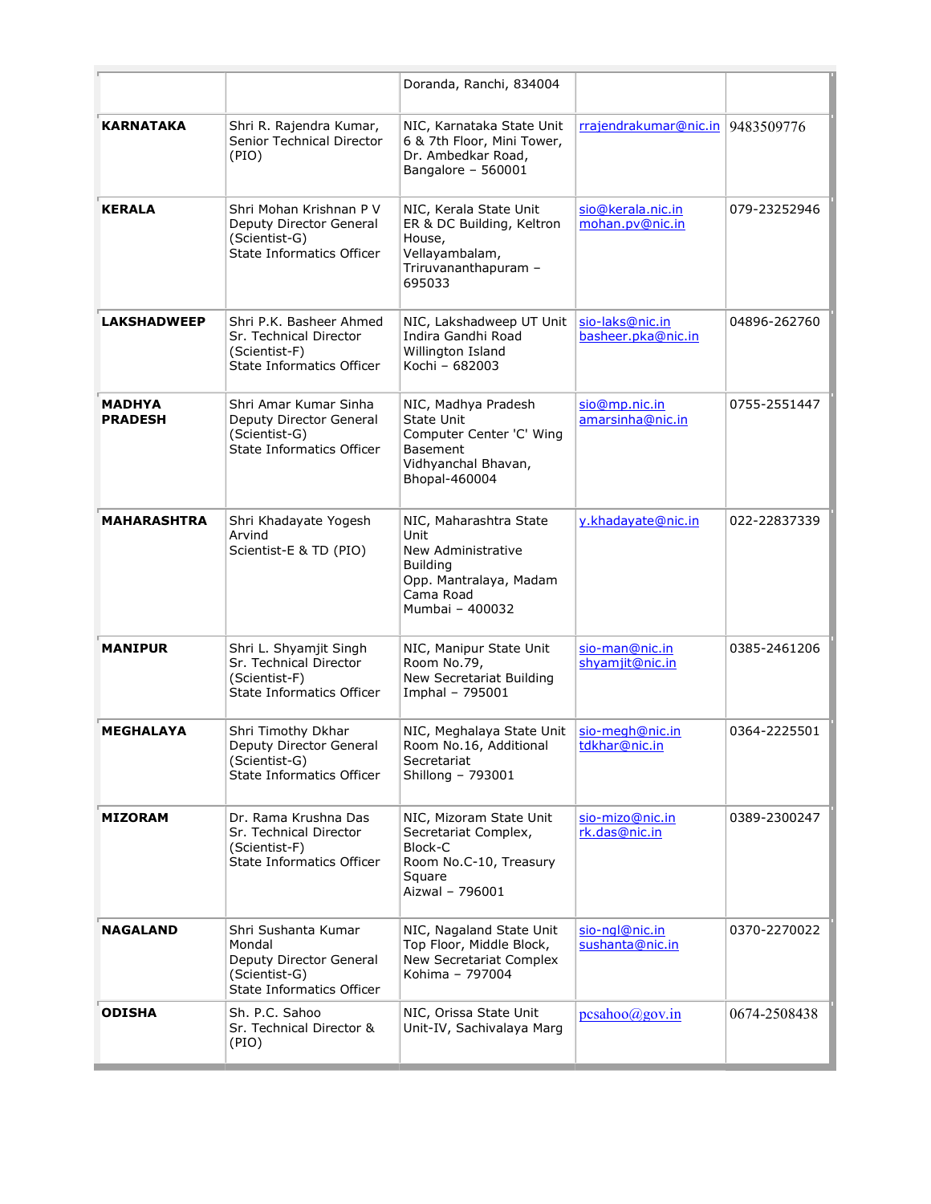| | | | | |
|---|---|---|---|---|
| | | Doranda, Ranchi, 834004 | | |
| **KARNATAKA** | Shri R. Rajendra Kumar, Senior Technical Director (PIO) | NIC, Karnataka State Unit 6 & 7th Floor, Mini Tower, Dr. Ambedkar Road, Bangalore – 560001 | rrajendrakumar@nic.in | 9483509776 |
| **KERALA** | Shri Mohan Krishnan P V Deputy Director General (Scientist-G) State Informatics Officer | NIC, Kerala State Unit ER & DC Building, Keltron House, Vellayambalam, Triruvananthapuram – 695033 | sio@kerala.nic.in mohan.pv@nic.in | 079-23252946 |
| **LAKSHADWEEP** | Shri P.K. Basheer Ahmed Sr. Technical Director (Scientist-F) State Informatics Officer | NIC, Lakshadweep UT Unit Indira Gandhi Road Willington Island Kochi – 682003 | sio-laks@nic.in basheer.pka@nic.in | 04896-262760 |
| **MADHYA PRADESH** | Shri Amar Kumar Sinha Deputy Director General (Scientist-G) State Informatics Officer | NIC, Madhya Pradesh State Unit Computer Center 'C' Wing Basement Vidhyanchal Bhavan, Bhopal-460004 | sio@mp.nic.in amarsinha@nic.in | 0755-2551447 |
| **MAHARASHTRA** | Shri Khadayate Yogesh Arvind Scientist-E & TD (PIO) | NIC, Maharashtra State Unit New Administrative Building Opp. Mantralaya, Madam Cama Road Mumbai – 400032 | y.khadayate@nic.in | 022-22837339 |
| **MANIPUR** | Shri L. Shyamjit Singh Sr. Technical Director (Scientist-F) State Informatics Officer | NIC, Manipur State Unit Room No.79, New Secretariat Building Imphal – 795001 | sio-man@nic.in shyamjit@nic.in | 0385-2461206 |
| **MEGHALAYA** | Shri Timothy Dkhar Deputy Director General (Scientist-G) State Informatics Officer | NIC, Meghalaya State Unit Room No.16, Additional Secretariat Shillong – 793001 | sio-megh@nic.in tdkhar@nic.in | 0364-2225501 |
| **MIZORAM** | Dr. Rama Krushna Das Sr. Technical Director (Scientist-F) State Informatics Officer | NIC, Mizoram State Unit Secretariat Complex, Block-C Room No.C-10, Treasury Square Aizwal – 796001 | sio-mizo@nic.in rk.das@nic.in | 0389-2300247 |
| **NAGALAND** | Shri Sushanta Kumar Mondal Deputy Director General (Scientist-G) State Informatics Officer | NIC, Nagaland State Unit Top Floor, Middle Block, New Secretariat Complex Kohima – 797004 | sio-ngl@nic.in sushanta@nic.in | 0370-2270022 |
| **ODISHA** | Sh. P.C. Sahoo Sr. Technical Director & (PIO) | NIC, Orissa State Unit Unit-IV, Sachivalaya Marg | pcsahoo@gov.in | 0674-2508438 |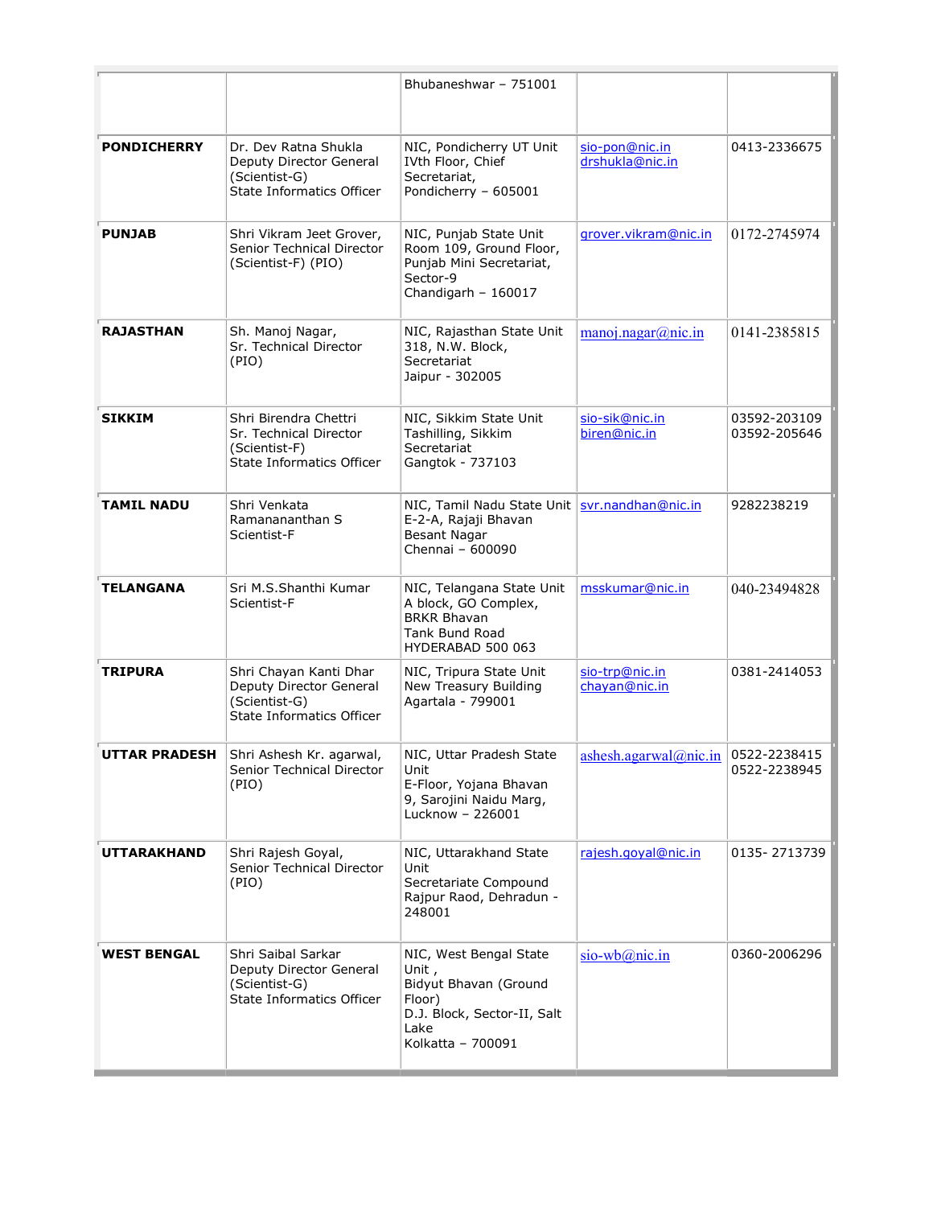| | | | | |
|---|---|---|---|---|
| | | Bhubaneshwar – 751001 | | |
| **PONDICHERRY** | Dr. Dev Ratna Shukla<br>Deputy Director General (Scientist-G)<br>State Informatics Officer | NIC, Pondicherry UT Unit<br>IVth Floor, Chief Secretariat,<br>Pondicherry – 605001 | sio-pon@nic.in<br>drshukla@nic.in | 0413-2336675 |
| **PUNJAB** | Shri Vikram Jeet Grover,<br>Senior Technical Director (Scientist-F) (PIO) | NIC, Punjab State Unit<br>Room 109, Ground Floor, Punjab Mini Secretariat, Sector-9<br>Chandigarh – 160017 | grover.vikram@nic.in | 0172-2745974 |
| **RAJASTHAN** | Sh. Manoj Nagar,<br>Sr. Technical Director (PIO) | NIC, Rajasthan State Unit<br>318, N.W. Block, Secretariat<br>Jaipur - 302005 | manoj.nagar@nic.in | 0141-2385815 |
| **SIKKIM** | Shri Birendra Chettri<br>Sr. Technical Director (Scientist-F)<br>State Informatics Officer | NIC, Sikkim State Unit<br>Tashilling, Sikkim Secretariat<br>Gangtok - 737103 | sio-sik@nic.in<br>biren@nic.in | 03592-203109<br>03592-205646 |
| **TAMIL NADU** | Shri Venkata Ramananthan S<br>Scientist-F | NIC, Tamil Nadu State Unit<br>E-2-A, Rajaji Bhavan<br>Besant Nagar<br>Chennai – 600090 | svr.nandhan@nic.in | 9282238219 |
| **TELANGANA** | Sri M.S.Shanthi Kumar<br>Scientist-F | NIC, Telangana State Unit<br>A block, GO Complex, BRKR Bhavan<br>Tank Bund Road<br>HYDERABAD 500 063 | msskumar@nic.in | 040-23494828 |
| **TRIPURA** | Shri Chayan Kanti Dhar<br>Deputy Director General (Scientist-G)<br>State Informatics Officer | NIC, Tripura State Unit<br>New Treasury Building<br>Agartala - 799001 | sio-trp@nic.in<br>chayan@nic.in | 0381-2414053 |
| **UTTAR PRADESH** | Shri Ashesh Kr. agarwal,<br>Senior Technical Director (PIO) | NIC, Uttar Pradesh State Unit<br>E-Floor, Yojana Bhavan<br>9, Sarojini Naidu Marg,<br>Lucknow – 226001 | ashesh.agarwal@nic.in | 0522-2238415<br>0522-2238945 |
| **UTTARAKHAND** | Shri Rajesh Goyal,<br>Senior Technical Director (PIO) | NIC, Uttarakhand State Unit<br>Secretariate Compound<br>Rajpur Raod, Dehradun - 248001 | rajesh.goyal@nic.in | 0135- 2713739 |
| **WEST BENGAL** | Shri Saibal Sarkar<br>Deputy Director General (Scientist-G)<br>State Informatics Officer | NIC, West Bengal State Unit ,<br>Bidyut Bhavan (Ground Floor)<br>D.J. Block, Sector-II, Salt Lake<br>Kolkatta – 700091 | sio-wb@nic.in | 0360-2006296 |